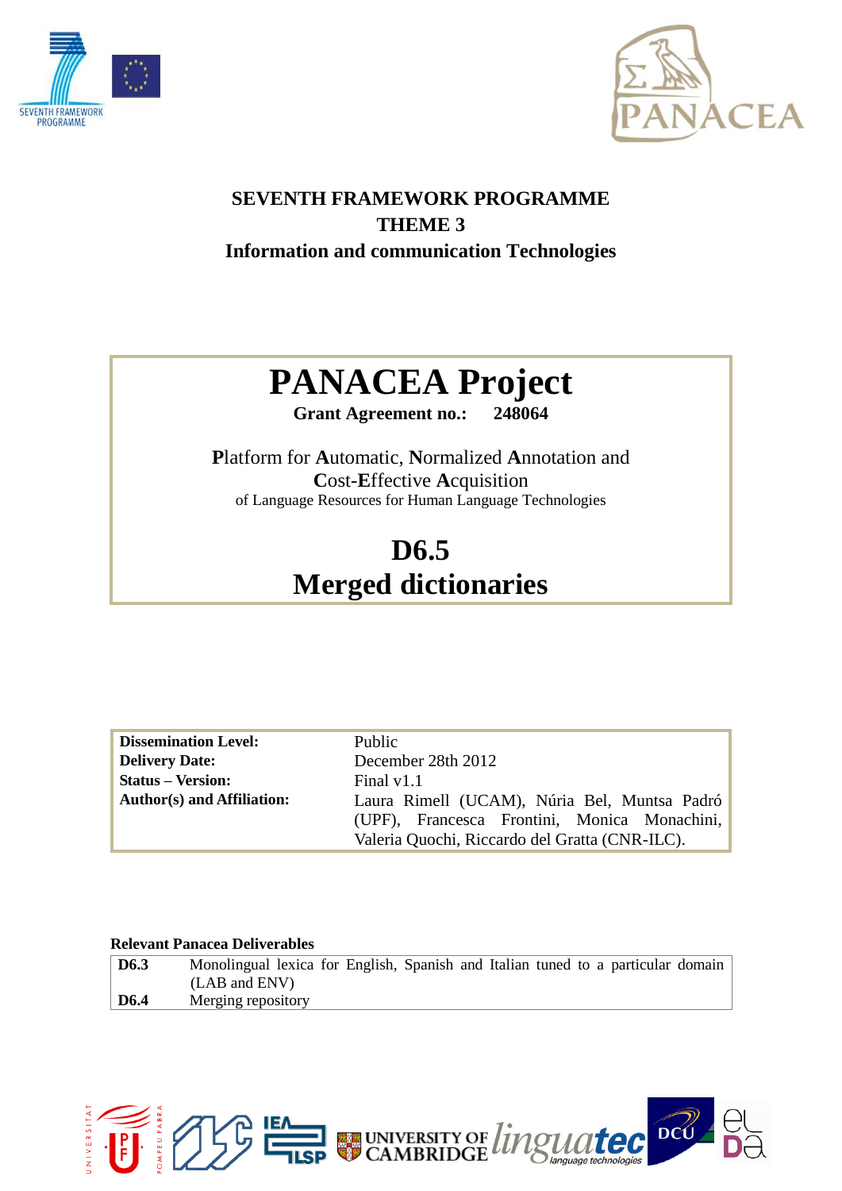**SEVENTH FRAMEWORK PROGRAMME**
**THEME 3**
**Information and communication Technologies**

# PANACEA Project

**Grant Agreement no.: 248064**

**P**latform for **A**utomatic, **N**ormalized **A**nnotation and **C**ost-**E**ffective **A**cquisition
of Language Resources for Human Language Technologies

# D6.5
# Merged dictionaries

| | |
|---|---|
| **Dissemination Level:** | Public |
| **Delivery Date:** | December 28th 2012 |
| **Status – Version:** | Final v1.1 |
| **Author(s) and Affiliation:** | Laura Rimell (UCAM), Núria Bel, Muntsa Padró (UPF), Francesca Frontini, Monica Monachini, Valeria Quochi, Riccardo del Gratta (CNR-ILC). |

**Relevant Panacea Deliverables**

| | |
|---|---|
| **D6.3** | Monolingual lexica for English, Spanish and Italian tuned to a particular domain (LAB and ENV) |
| **D6.4** | Merging repository |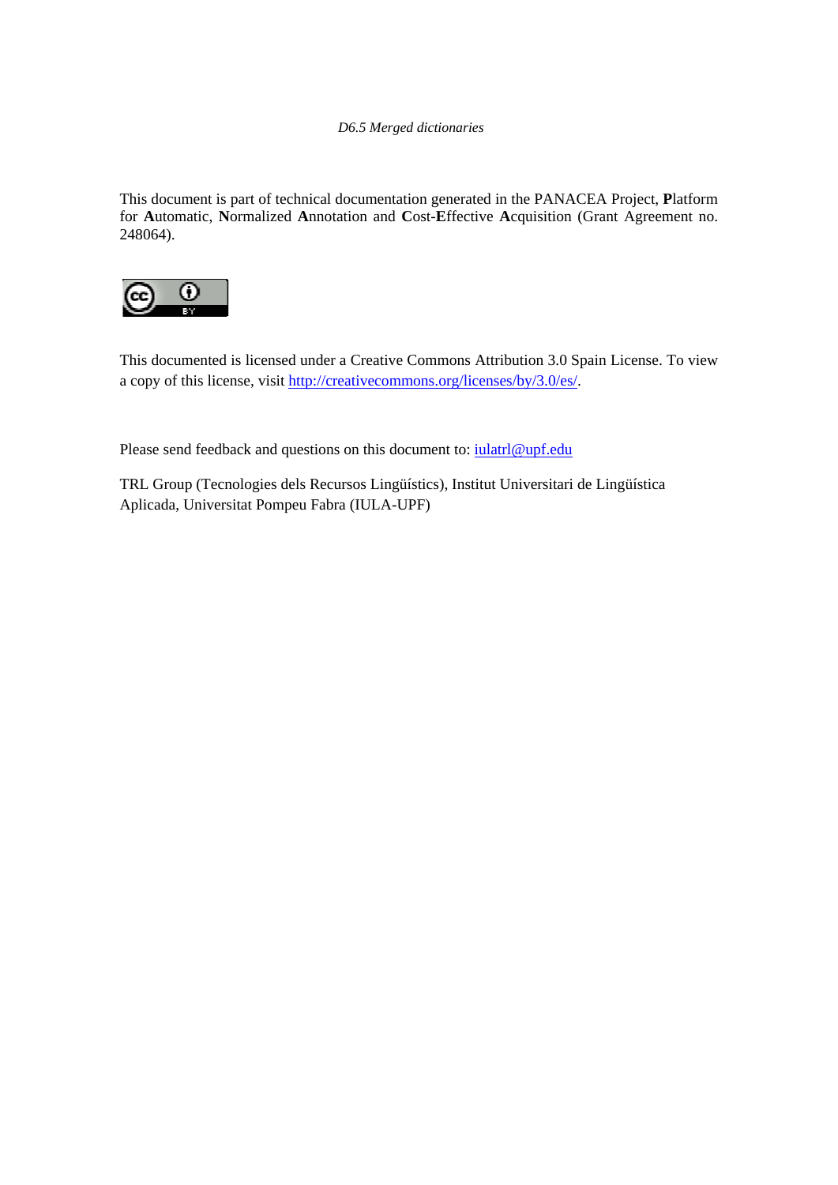*D6.5 Merged dictionaries*

This document is part of technical documentation generated in the PANACEA Project, **P**latform for **A**utomatic, **N**ormalized **A**nnotation and **C**ost-**E**ffective **A**cquisition (Grant Agreement no. 248064).

This documented is licensed under a Creative Commons Attribution 3.0 Spain License. To view a copy of this license, visit http://creativecommons.org/licenses/by/3.0/es/.

Please send feedback and questions on this document to: iulatrl@upf.edu

TRL Group (Tecnologies dels Recursos Lingüístics), Institut Universitari de Lingüística Aplicada, Universitat Pompeu Fabra (IULA-UPF)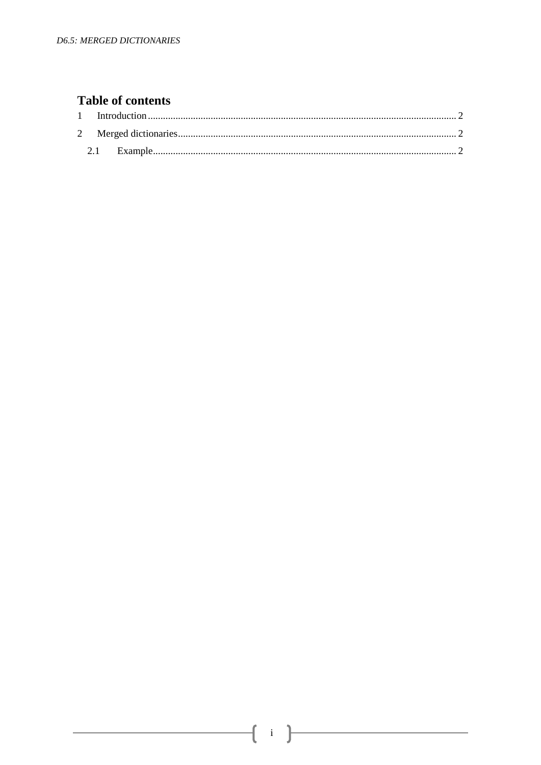# Table of contents

1 Introduction ........................................................................................................................ 2

2 Merged dictionaries ............................................................................................................ 2

2.1 Example ........................................................................................................................ 2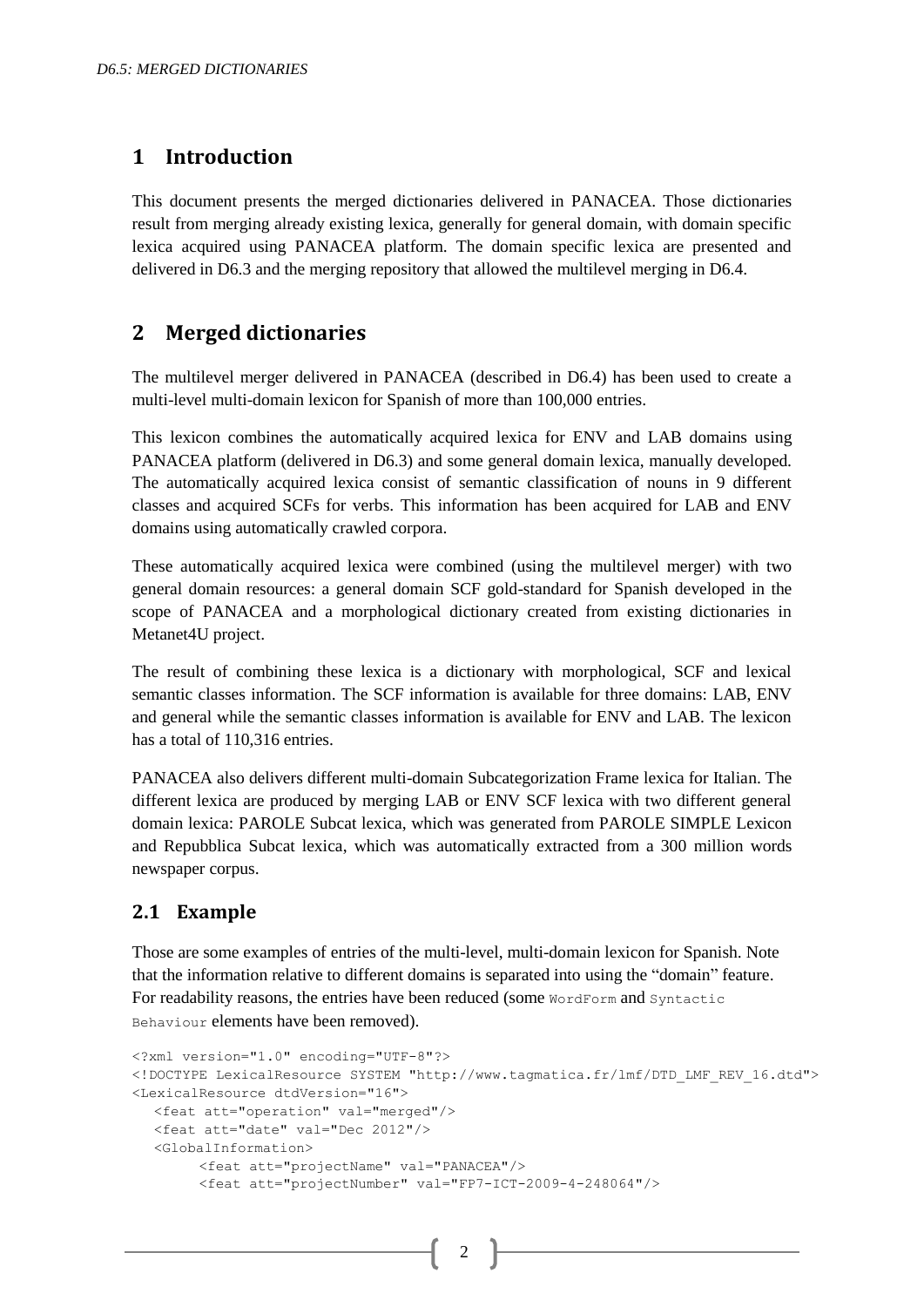# 1 Introduction

This document presents the merged dictionaries delivered in PANACEA. Those dictionaries result from merging already existing lexica, generally for general domain, with domain specific lexica acquired using PANACEA platform. The domain specific lexica are presented and delivered in D6.3 and the merging repository that allowed the multilevel merging in D6.4.

# 2 Merged dictionaries

The multilevel merger delivered in PANACEA (described in D6.4) has been used to create a multi-level multi-domain lexicon for Spanish of more than 100,000 entries.

This lexicon combines the automatically acquired lexica for ENV and LAB domains using PANACEA platform (delivered in D6.3) and some general domain lexica, manually developed. The automatically acquired lexica consist of semantic classification of nouns in 9 different classes and acquired SCFs for verbs. This information has been acquired for LAB and ENV domains using automatically crawled corpora.

These automatically acquired lexica were combined (using the multilevel merger) with two general domain resources: a general domain SCF gold-standard for Spanish developed in the scope of PANACEA and a morphological dictionary created from existing dictionaries in Metanet4U project.

The result of combining these lexica is a dictionary with morphological, SCF and lexical semantic classes information. The SCF information is available for three domains: LAB, ENV and general while the semantic classes information is available for ENV and LAB. The lexicon has a total of 110,316 entries.

PANACEA also delivers different multi-domain Subcategorization Frame lexica for Italian. The different lexica are produced by merging LAB or ENV SCF lexica with two different general domain lexica: PAROLE Subcat lexica, which was generated from PAROLE SIMPLE Lexicon and Repubblica Subcat lexica, which was automatically extracted from a 300 million words newspaper corpus.

## 2.1 Example

Those are some examples of entries of the multi-level, multi-domain lexicon for Spanish. Note that the information relative to different domains is separated into using the “domain” feature. For readability reasons, the entries have been reduced (some `WordForm` and `Syntactic Behaviour` elements have been removed).

```
<?xml version="1.0" encoding="UTF-8"?>
<!DOCTYPE LexicalResource SYSTEM "http://www.tagmatica.fr/lmf/DTD_LMF_REV_16.dtd">
<LexicalResource dtdVersion="16">
   <feat att="operation" val="merged"/>
   <feat att="date" val="Dec 2012"/>
   <GlobalInformation>
        <feat att="projectName" val="PANACEA"/>
        <feat att="projectNumber" val="FP7-ICT-2009-4-248064"/>
```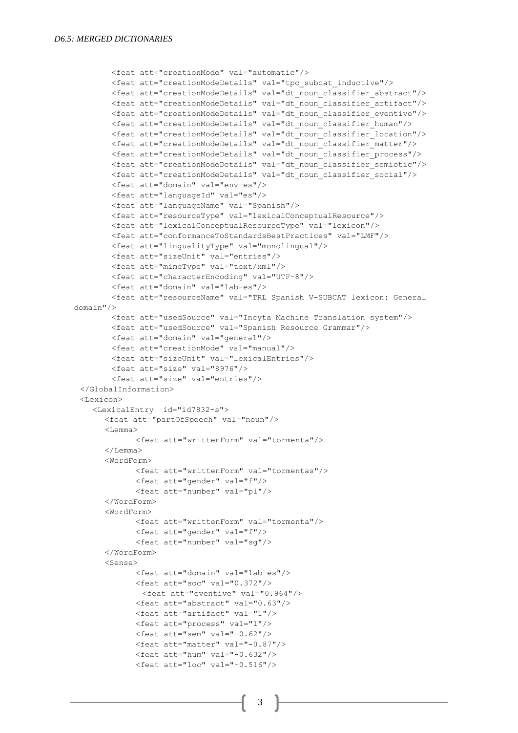```
        <feat att="creationMode" val="automatic"/>
        <feat att="creationModeDetails" val="tpc_subcat_inductive"/>
        <feat att="creationModeDetails" val="dt_noun_classifier_abstract"/>
        <feat att="creationModeDetails" val="dt_noun_classifier_artifact"/>
        <feat att="creationModeDetails" val="dt_noun_classifier_eventive"/>
        <feat att="creationModeDetails" val="dt_noun_classifier_human"/>
        <feat att="creationModeDetails" val="dt_noun_classifier_location"/>
        <feat att="creationModeDetails" val="dt_noun_classifier_matter"/>
        <feat att="creationModeDetails" val="dt_noun_classifier_process"/>
        <feat att="creationModeDetails" val="dt_noun_classifier_semiotic"/>
        <feat att="creationModeDetails" val="dt_noun_classifier_social"/>
        <feat att="domain" val="env-es"/>
        <feat att="languageId" val="es"/>
        <feat att="languageName" val="Spanish"/>
        <feat att="resourceType" val="lexicalConceptualResource"/>
        <feat att="lexicalConceptualResourceType" val="lexicon"/>
        <feat att="conformanceToStandardsBestPractices" val="LMF"/>
        <feat att="lingualityType" val="monolingual"/>
        <feat att="sizeUnit" val="entries"/>
        <feat att="mimeType" val="text/xml"/>
        <feat att="characterEncoding" val="UTF-8"/>
        <feat att="domain" val="lab-es"/>
        <feat att="resourceName" val="TRL Spanish V-SUBCAT lexicon: General
domain"/>
        <feat att="usedSource" val="Incyta Machine Translation system"/>
        <feat att="usedSource" val="Spanish Resource Grammar"/>
        <feat att="domain" val="general"/>
        <feat att="creationMode" val="manual"/>
        <feat att="sizeUnit" val="lexicalEntries"/>
        <feat att="size" val="8976"/>
        <feat att="size" val="entries"/>
  </GlobalInformation>
  <Lexicon>
     <LexicalEntry  id="id7832-s">
       <feat att="partOfSpeech" val="noun"/>
       <Lemma>
             <feat att="writtenForm" val="tormenta"/>
       </Lemma>
       <WordForm>
             <feat att="writtenForm" val="tormentas"/>
             <feat att="gender" val="f"/>
             <feat att="number" val="pl"/>
       </WordForm>
       <WordForm>
             <feat att="writtenForm" val="tormenta"/>
             <feat att="gender" val="f"/>
             <feat att="number" val="sg"/>
       </WordForm>
       <Sense>
             <feat att="domain" val="lab-es"/>
             <feat att="soc" val="0.372"/>
              <feat att="eventive" val="0.964"/>
             <feat att="abstract" val="0.63"/>
             <feat att="artifact" val="1"/>
             <feat att="process" val="1"/>
             <feat att="sem" val="-0.62"/>
             <feat att="matter" val="-0.87"/>
             <feat att="hum" val="-0.632"/>
             <feat att="loc" val="-0.516"/>
```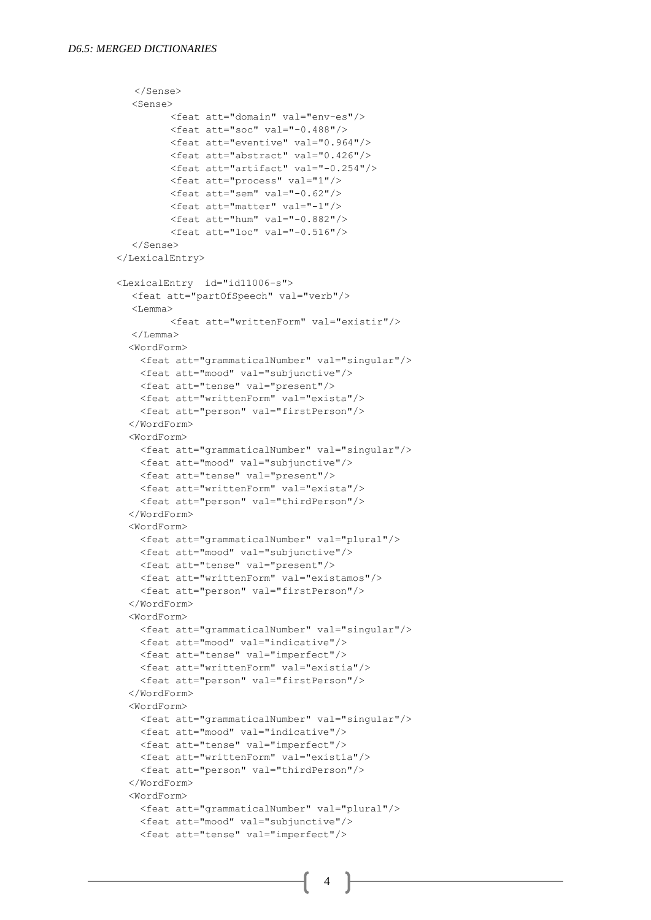```
    </Sense>
    <Sense>
           <feat att="domain" val="env-es"/>
           <feat att="soc" val="-0.488"/>
           <feat att="eventive" val="0.964"/>
           <feat att="abstract" val="0.426"/>
           <feat att="artifact" val="-0.254"/>
           <feat att="process" val="1"/>
           <feat att="sem" val="-0.62"/>
           <feat att="matter" val="-1"/>
           <feat att="hum" val="-0.882"/>
           <feat att="loc" val="-0.516"/>
    </Sense>
</LexicalEntry>

 <LexicalEntry  id="id11006-s">
    <feat att="partOfSpeech" val="verb"/>
    <Lemma>
           <feat att="writtenForm" val="existir"/>
    </Lemma>
   <WordForm>
     <feat att="grammaticalNumber" val="singular"/>
     <feat att="mood" val="subjunctive"/>
     <feat att="tense" val="present"/>
     <feat att="writtenForm" val="exista"/>
     <feat att="person" val="firstPerson"/>
   </WordForm>
   <WordForm>
     <feat att="grammaticalNumber" val="singular"/>
     <feat att="mood" val="subjunctive"/>
     <feat att="tense" val="present"/>
     <feat att="writtenForm" val="exista"/>
     <feat att="person" val="thirdPerson"/>
   </WordForm>
   <WordForm>
     <feat att="grammaticalNumber" val="plural"/>
     <feat att="mood" val="subjunctive"/>
     <feat att="tense" val="present"/>
     <feat att="writtenForm" val="existamos"/>
     <feat att="person" val="firstPerson"/>
   </WordForm>
   <WordForm>
     <feat att="grammaticalNumber" val="singular"/>
     <feat att="mood" val="indicative"/>
     <feat att="tense" val="imperfect"/>
     <feat att="writtenForm" val="existía"/>
     <feat att="person" val="firstPerson"/>
   </WordForm>
   <WordForm>
     <feat att="grammaticalNumber" val="singular"/>
     <feat att="mood" val="indicative"/>
     <feat att="tense" val="imperfect"/>
     <feat att="writtenForm" val="existía"/>
     <feat att="person" val="thirdPerson"/>
   </WordForm>
   <WordForm>
     <feat att="grammaticalNumber" val="plural"/>
     <feat att="mood" val="subjunctive"/>
     <feat att="tense" val="imperfect"/>
```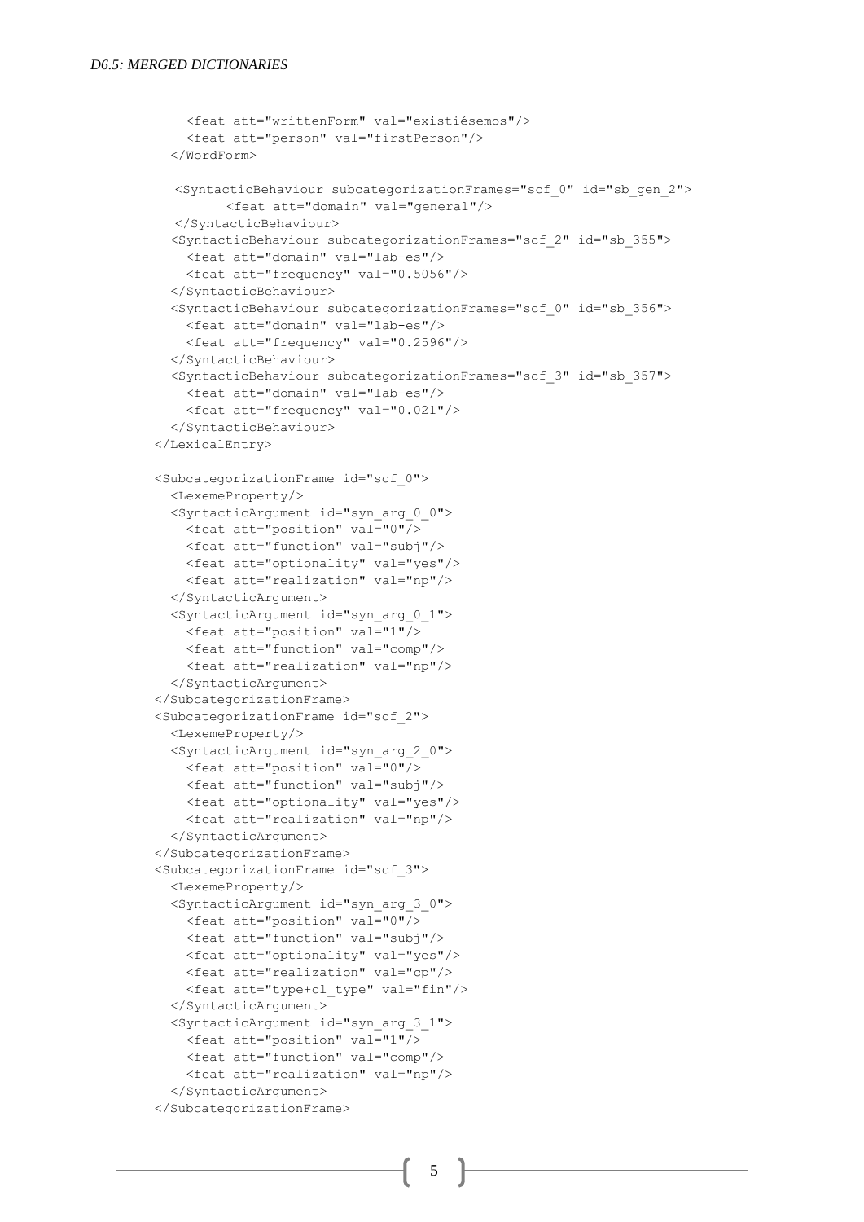```
      <feat att="writtenForm" val="existiésemos"/>
      <feat att="person" val="firstPerson"/>
    </WordForm>

     <SyntacticBehaviour subcategorizationFrames="scf_0" id="sb_gen_2">
           <feat att="domain" val="general"/>
     </SyntacticBehaviour>
    <SyntacticBehaviour subcategorizationFrames="scf_2" id="sb_355">
      <feat att="domain" val="lab-es"/>
      <feat att="frequency" val="0.5056"/>
    </SyntacticBehaviour>
    <SyntacticBehaviour subcategorizationFrames="scf_0" id="sb_356">
      <feat att="domain" val="lab-es"/>
      <feat att="frequency" val="0.2596"/>
    </SyntacticBehaviour>
    <SyntacticBehaviour subcategorizationFrames="scf_3" id="sb_357">
      <feat att="domain" val="lab-es"/>
      <feat att="frequency" val="0.021"/>
    </SyntacticBehaviour>
  </LexicalEntry>

  <SubcategorizationFrame id="scf_0">
    <LexemeProperty/>
    <SyntacticArgument id="syn_arg_0_0">
      <feat att="position" val="0"/>
      <feat att="function" val="subj"/>
      <feat att="optionality" val="yes"/>
      <feat att="realization" val="np"/>
    </SyntacticArgument>
    <SyntacticArgument id="syn_arg_0_1">
      <feat att="position" val="1"/>
      <feat att="function" val="comp"/>
      <feat att="realization" val="np"/>
    </SyntacticArgument>
  </SubcategorizationFrame>
  <SubcategorizationFrame id="scf_2">
    <LexemeProperty/>
    <SyntacticArgument id="syn_arg_2_0">
      <feat att="position" val="0"/>
      <feat att="function" val="subj"/>
      <feat att="optionality" val="yes"/>
      <feat att="realization" val="np"/>
    </SyntacticArgument>
  </SubcategorizationFrame>
  <SubcategorizationFrame id="scf_3">
    <LexemeProperty/>
    <SyntacticArgument id="syn_arg_3_0">
      <feat att="position" val="0"/>
      <feat att="function" val="subj"/>
      <feat att="optionality" val="yes"/>
      <feat att="realization" val="cp"/>
      <feat att="type+cl_type" val="fin"/>
    </SyntacticArgument>
    <SyntacticArgument id="syn_arg_3_1">
      <feat att="position" val="1"/>
      <feat att="function" val="comp"/>
      <feat att="realization" val="np"/>
    </SyntacticArgument>
  </SubcategorizationFrame>
```